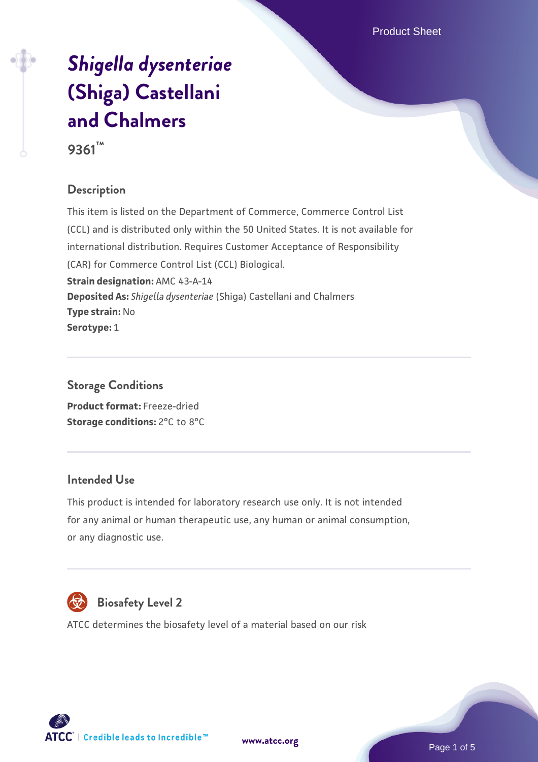# *Shigella dysenteriae* (Shiga) Castellani and Chalmers

**9361™**

## Description

This item is listed on the Department of Commerce, Commerce Control List (CCL) and is distributed only within the 50 United States. It is not available for international distribution. Requires Customer Acceptance of Responsibility (CAR) for Commerce Control List (CCL) Biological.

**Strain designation:** AMC 43-A-14
**Deposited As:** *Shigella dysenteriae* (Shiga) Castellani and Chalmers
**Type strain:** No
**Serotype:** 1

## Storage Conditions

**Product format:** Freeze-dried
**Storage conditions:** 2°C to 8°C

## Intended Use

This product is intended for laboratory research use only. It is not intended for any animal or human therapeutic use, any human or animal consumption, or any diagnostic use.

## Biosafety Level 2

ATCC determines the biosafety level of a material based on our risk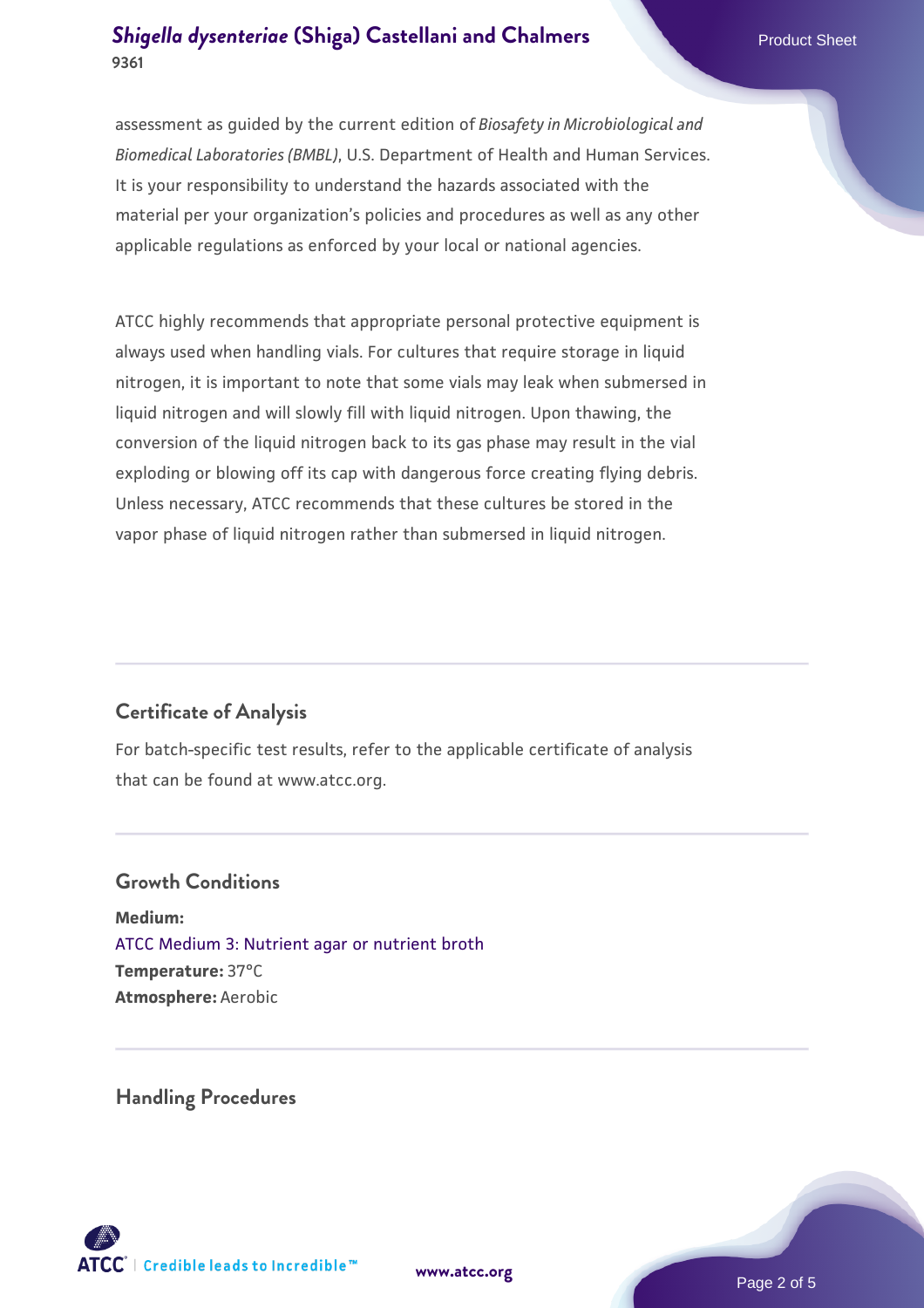assessment as guided by the current edition of *Biosafety in Microbiological and Biomedical Laboratories (BMBL)*, U.S. Department of Health and Human Services. It is your responsibility to understand the hazards associated with the material per your organization's policies and procedures as well as any other applicable regulations as enforced by your local or national agencies.

ATCC highly recommends that appropriate personal protective equipment is always used when handling vials. For cultures that require storage in liquid nitrogen, it is important to note that some vials may leak when submersed in liquid nitrogen and will slowly fill with liquid nitrogen. Upon thawing, the conversion of the liquid nitrogen back to its gas phase may result in the vial exploding or blowing off its cap with dangerous force creating flying debris. Unless necessary, ATCC recommends that these cultures be stored in the vapor phase of liquid nitrogen rather than submersed in liquid nitrogen.

## Certificate of Analysis

For batch-specific test results, refer to the applicable certificate of analysis that can be found at www.atcc.org.

## Growth Conditions

**Medium:**
ATCC Medium 3: Nutrient agar or nutrient broth
**Temperature:** 37°C
**Atmosphere:** Aerobic

## Handling Procedures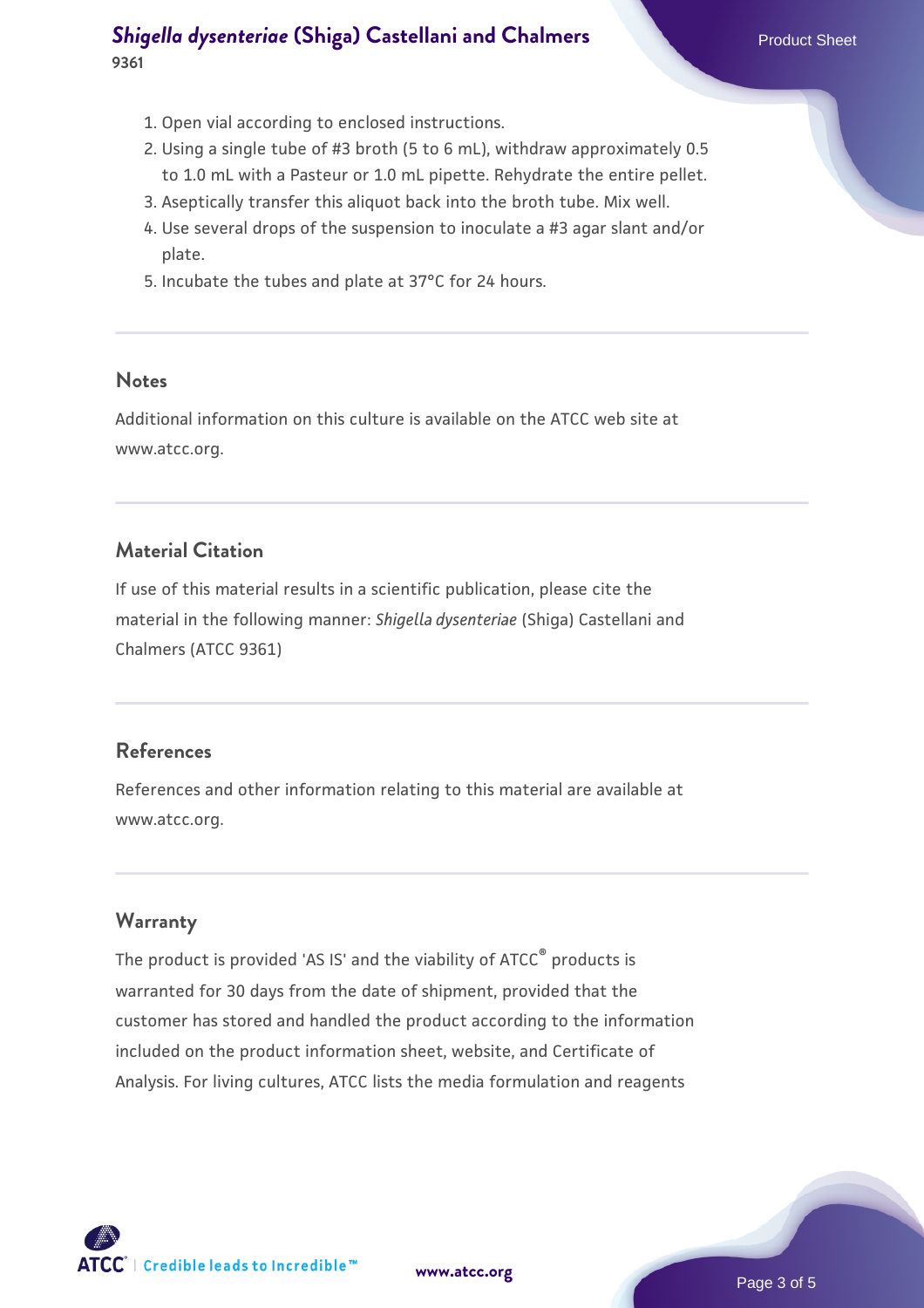1. Open vial according to enclosed instructions.
2. Using a single tube of #3 broth (5 to 6 mL), withdraw approximately 0.5 to 1.0 mL with a Pasteur or 1.0 mL pipette. Rehydrate the entire pellet.
3. Aseptically transfer this aliquot back into the broth tube. Mix well.
4. Use several drops of the suspension to inoculate a #3 agar slant and/or plate.
5. Incubate the tubes and plate at 37°C for 24 hours.

## Notes

Additional information on this culture is available on the ATCC web site at www.atcc.org.

## Material Citation

If use of this material results in a scientific publication, please cite the material in the following manner: *Shigella dysenteriae* (Shiga) Castellani and Chalmers (ATCC 9361)

## References

References and other information relating to this material are available at www.atcc.org.

## Warranty

The product is provided 'AS IS' and the viability of ATCC® products is warranted for 30 days from the date of shipment, provided that the customer has stored and handled the product according to the information included on the product information sheet, website, and Certificate of Analysis. For living cultures, ATCC lists the media formulation and reagents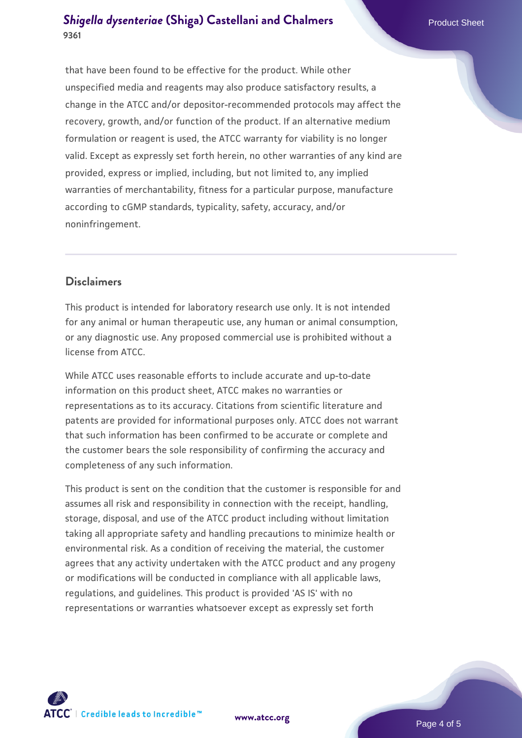that have been found to be effective for the product. While other unspecified media and reagents may also produce satisfactory results, a change in the ATCC and/or depositor-recommended protocols may affect the recovery, growth, and/or function of the product. If an alternative medium formulation or reagent is used, the ATCC warranty for viability is no longer valid. Except as expressly set forth herein, no other warranties of any kind are provided, express or implied, including, but not limited to, any implied warranties of merchantability, fitness for a particular purpose, manufacture according to cGMP standards, typicality, safety, accuracy, and/or noninfringement.

## Disclaimers

This product is intended for laboratory research use only. It is not intended for any animal or human therapeutic use, any human or animal consumption, or any diagnostic use. Any proposed commercial use is prohibited without a license from ATCC.

While ATCC uses reasonable efforts to include accurate and up-to-date information on this product sheet, ATCC makes no warranties or representations as to its accuracy. Citations from scientific literature and patents are provided for informational purposes only. ATCC does not warrant that such information has been confirmed to be accurate or complete and the customer bears the sole responsibility of confirming the accuracy and completeness of any such information.

This product is sent on the condition that the customer is responsible for and assumes all risk and responsibility in connection with the receipt, handling, storage, disposal, and use of the ATCC product including without limitation taking all appropriate safety and handling precautions to minimize health or environmental risk. As a condition of receiving the material, the customer agrees that any activity undertaken with the ATCC product and any progeny or modifications will be conducted in compliance with all applicable laws, regulations, and guidelines. This product is provided 'AS IS' with no representations or warranties whatsoever except as expressly set forth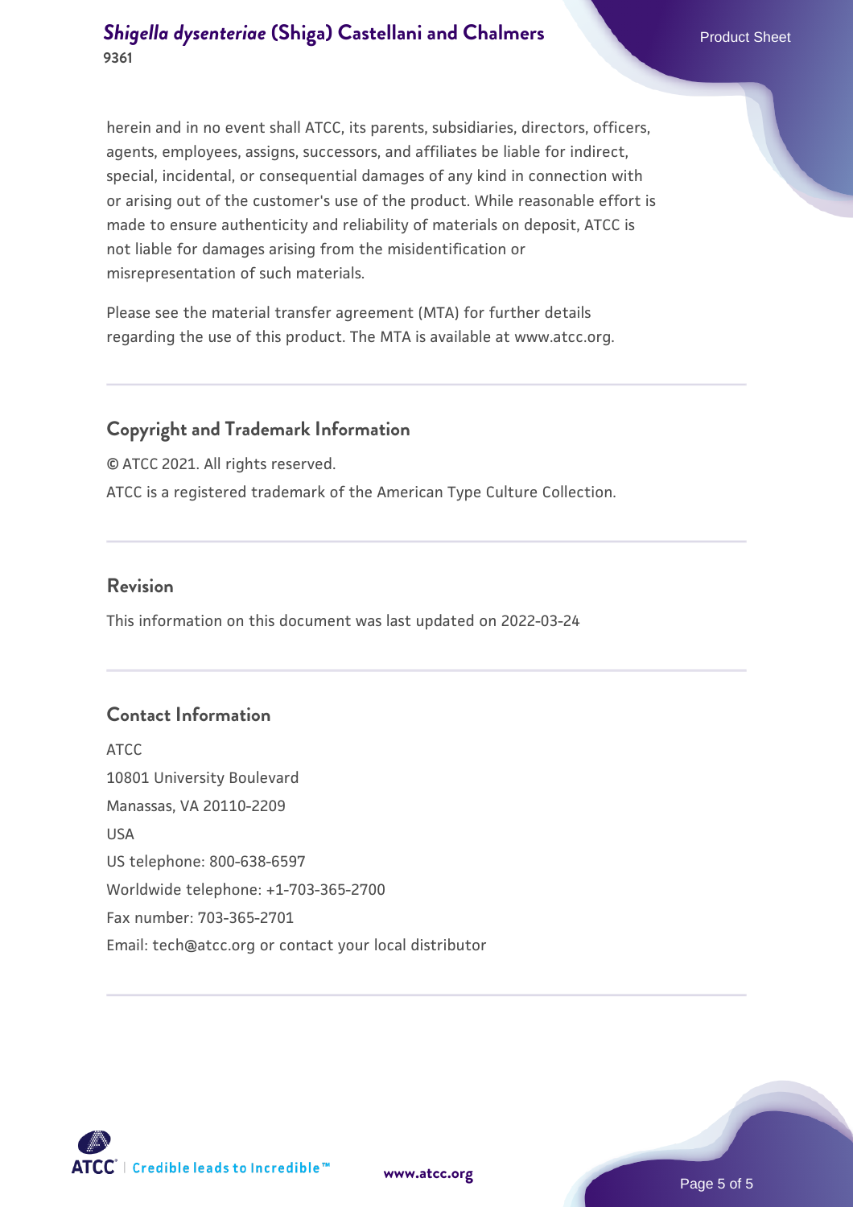herein and in no event shall ATCC, its parents, subsidiaries, directors, officers, agents, employees, assigns, successors, and affiliates be liable for indirect, special, incidental, or consequential damages of any kind in connection with or arising out of the customer's use of the product. While reasonable effort is made to ensure authenticity and reliability of materials on deposit, ATCC is not liable for damages arising from the misidentification or misrepresentation of such materials.

Please see the material transfer agreement (MTA) for further details regarding the use of this product. The MTA is available at www.atcc.org.

## Copyright and Trademark Information

© ATCC 2021. All rights reserved.

ATCC is a registered trademark of the American Type Culture Collection.

## Revision

This information on this document was last updated on 2022-03-24

## Contact Information

ATCC
10801 University Boulevard
Manassas, VA 20110-2209
USA
US telephone: 800-638-6597
Worldwide telephone: +1-703-365-2700
Fax number: 703-365-2701
Email: tech@atcc.org or contact your local distributor